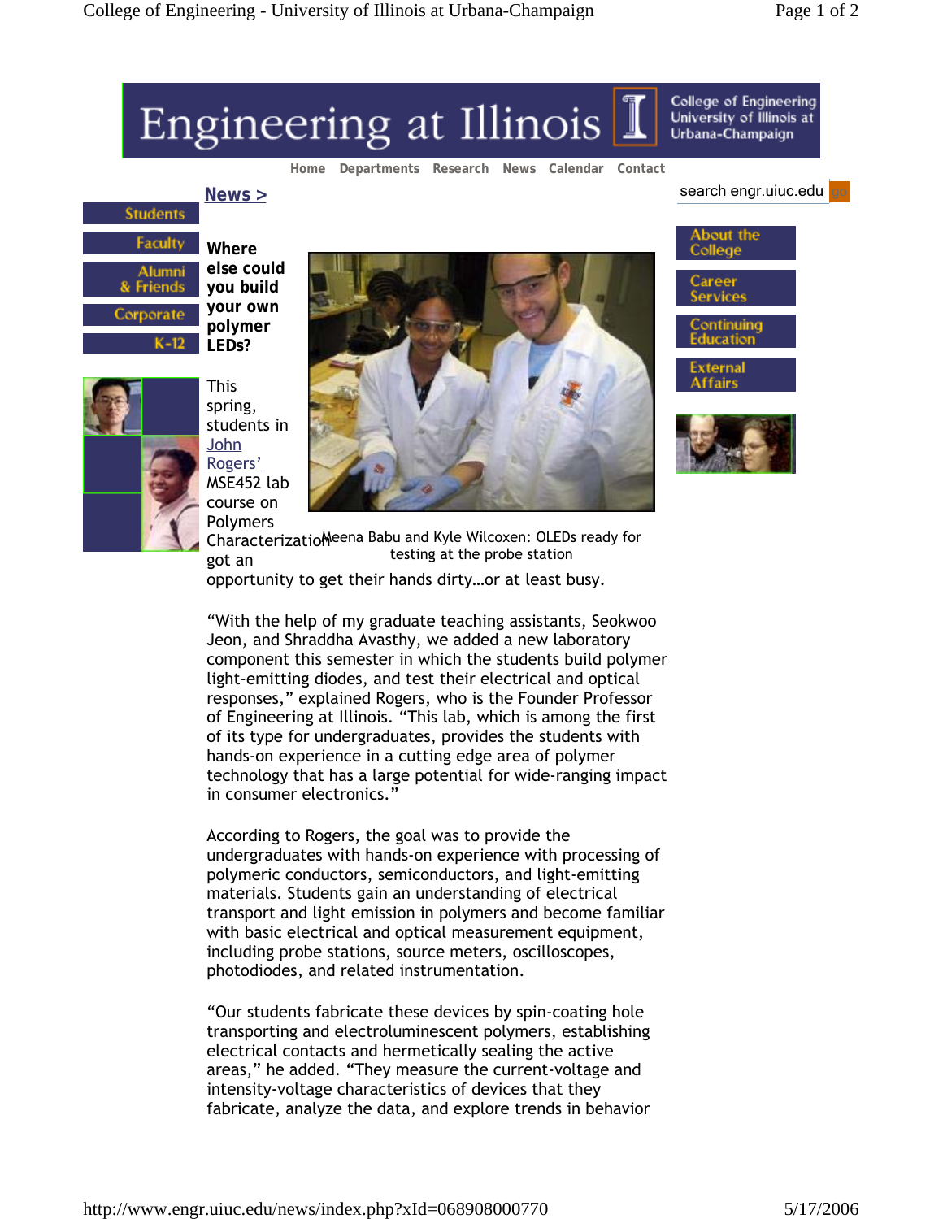# Engineering at Illinois

College of Engineering University of Illinois at Urbana-Champaign

Home Departments Research News Calendar Contact

search engr.uiuc.edu

Students | Faculty | Alumni & Friends | Corporate | K-12

About the College | Career Services | Continuing Education | External Affairs

**News >**

## Where else could you build your own polymer LEDs?

Meena Babu and Kyle Wilcoxen: OLEDs ready for testing at the probe station

This spring, students in John Rogers' MSE452 lab course on Polymers Characterization got an opportunity to get their hands dirty…or at least busy.

"With the help of my graduate teaching assistants, Seokwoo Jeon, and Shraddha Avasthy, we added a new laboratory component this semester in which the students build polymer light-emitting diodes, and test their electrical and optical responses," explained Rogers, who is the Founder Professor of Engineering at Illinois. "This lab, which is among the first of its type for undergraduates, provides the students with hands-on experience in a cutting edge area of polymer technology that has a large potential for wide-ranging impact in consumer electronics."

According to Rogers, the goal was to provide the undergraduates with hands-on experience with processing of polymeric conductors, semiconductors, and light-emitting materials. Students gain an understanding of electrical transport and light emission in polymers and become familiar with basic electrical and optical measurement equipment, including probe stations, source meters, oscilloscopes, photodiodes, and related instrumentation.

"Our students fabricate these devices by spin-coating hole transporting and electroluminescent polymers, establishing electrical contacts and hermetically sealing the active areas," he added. "They measure the current-voltage and intensity-voltage characteristics of devices that they fabricate, analyze the data, and explore trends in behavior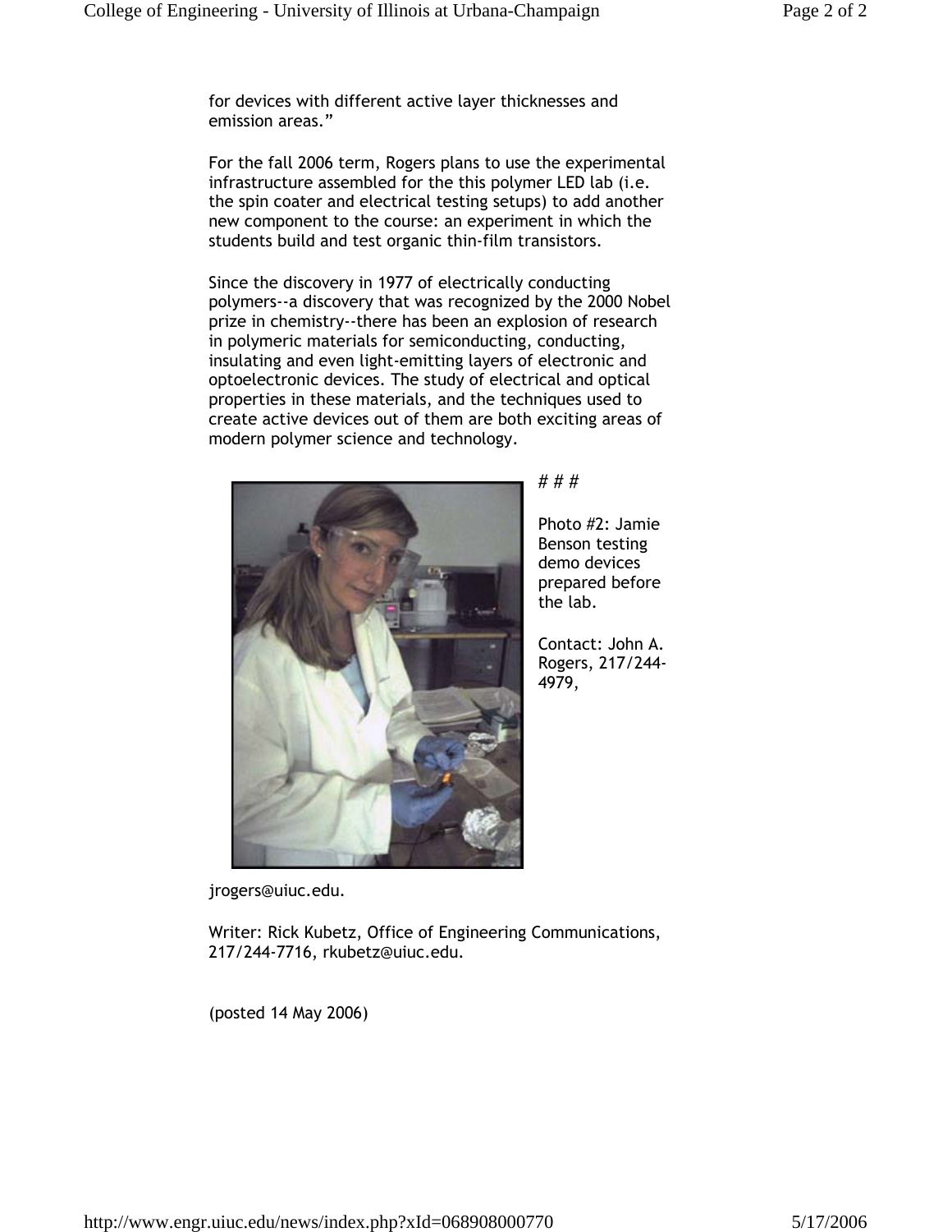for devices with different active layer thicknesses and emission areas."

For the fall 2006 term, Rogers plans to use the experimental infrastructure assembled for the this polymer LED lab (i.e. the spin coater and electrical testing setups) to add another new component to the course: an experiment in which the students build and test organic thin-film transistors.

Since the discovery in 1977 of electrically conducting polymers--a discovery that was recognized by the 2000 Nobel prize in chemistry--there has been an explosion of research in polymeric materials for semiconducting, conducting, insulating and even light-emitting layers of electronic and optoelectronic devices. The study of electrical and optical properties in these materials, and the techniques used to create active devices out of them are both exciting areas of modern polymer science and technology.

# # #

Photo #2: Jamie Benson testing demo devices prepared before the lab.

Contact: John A. Rogers, 217/244-4979, jrogers@uiuc.edu.

Writer: Rick Kubetz, Office of Engineering Communications, 217/244-7716, rkubetz@uiuc.edu.

(posted 14 May 2006)